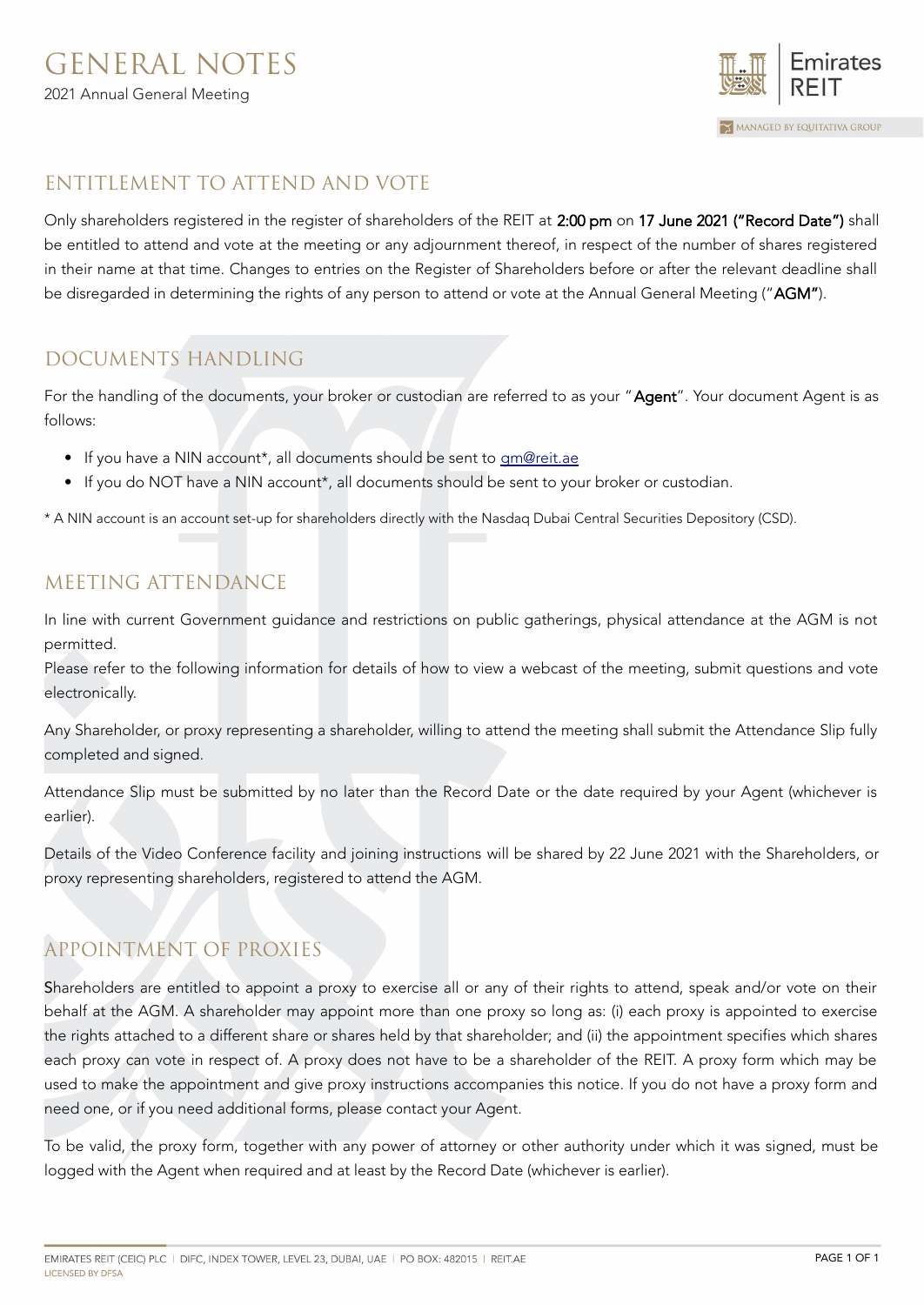# GENERAL NOTES

2021 Annual General Meeting

## ENTITLEMENT TO ATTEND AND VOTE

Only shareholders registered in the register of shareholders of the REIT at **2:00 pm** on **17 June 2021 ("Record Date")** shall be entitled to attend and vote at the meeting or any adjournment thereof, in respect of the number of shares registered in their name at that time. Changes to entries on the Register of Shareholders before or after the relevant deadline shall be disregarded in determining the rights of any person to attend or vote at the Annual General Meeting ("**AGM**").

## DOCUMENTS HANDLING

For the handling of the documents, your broker or custodian are referred to as your "**Agent**". Your document Agent is as follows:

- If you have a NIN account*, all documents should be sent to gm@reit.ae
- If you do NOT have a NIN account*, all documents should be sent to your broker or custodian.

* A NIN account is an account set-up for shareholders directly with the Nasdaq Dubai Central Securities Depository (CSD).

## MEETING ATTENDANCE

In line with current Government guidance and restrictions on public gatherings, physical attendance at the AGM is not permitted.
Please refer to the following information for details of how to view a webcast of the meeting, submit questions and vote electronically.

Any Shareholder, or proxy representing a shareholder, willing to attend the meeting shall submit the Attendance Slip fully completed and signed.

Attendance Slip must be submitted by no later than the Record Date or the date required by your Agent (whichever is earlier).

Details of the Video Conference facility and joining instructions will be shared by 22 June 2021 with the Shareholders, or proxy representing shareholders, registered to attend the AGM.

## APPOINTMENT OF PROXIES

Shareholders are entitled to appoint a proxy to exercise all or any of their rights to attend, speak and/or vote on their behalf at the AGM. A shareholder may appoint more than one proxy so long as: (i) each proxy is appointed to exercise the rights attached to a different share or shares held by that shareholder; and (ii) the appointment specifies which shares each proxy can vote in respect of. A proxy does not have to be a shareholder of the REIT. A proxy form which may be used to make the appointment and give proxy instructions accompanies this notice. If you do not have a proxy form and need one, or if you need additional forms, please contact your Agent.

To be valid, the proxy form, together with any power of attorney or other authority under which it was signed, must be logged with the Agent when required and at least by the Record Date (whichever is earlier).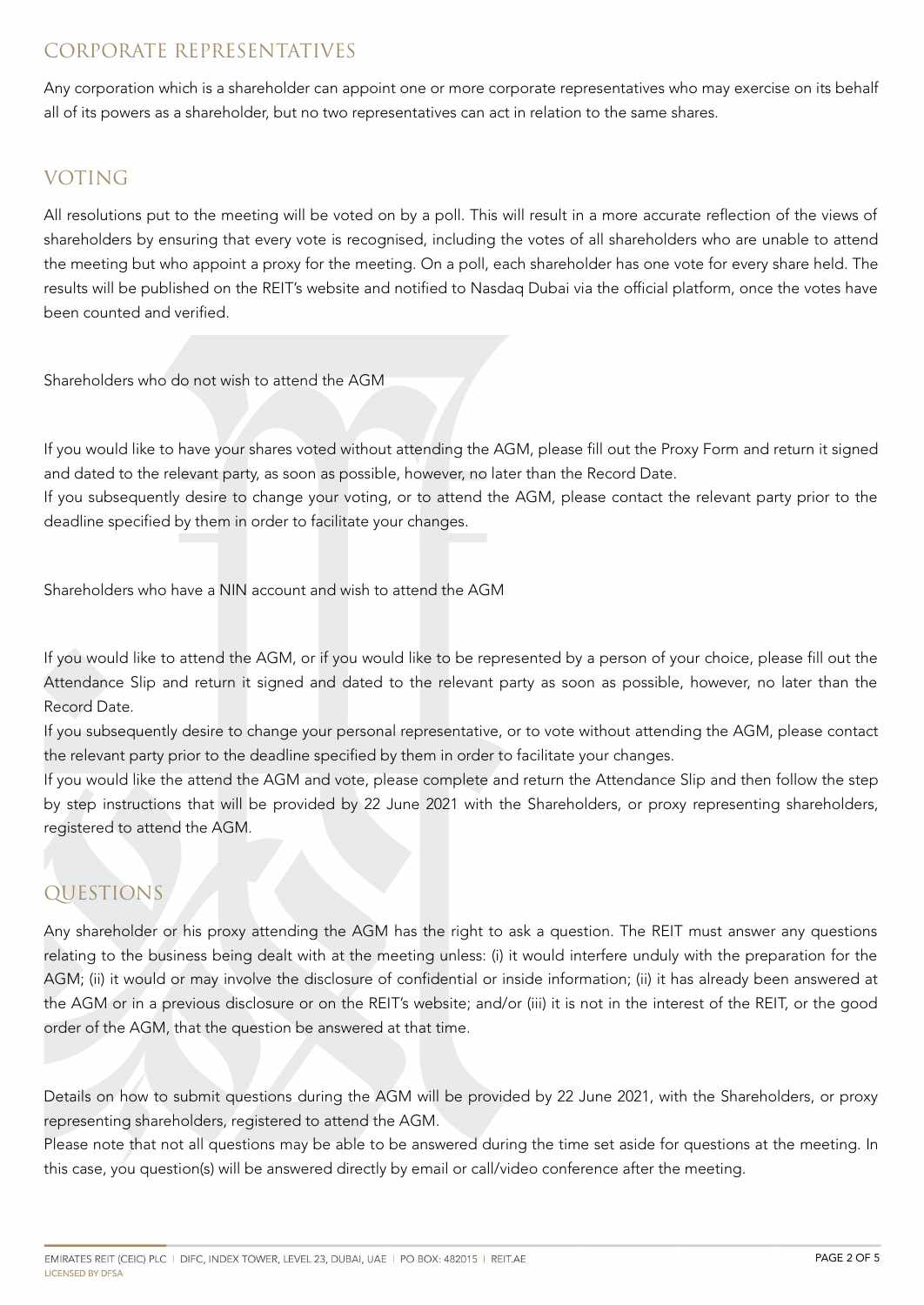## CORPORATE REPRESENTATIVES

Any corporation which is a shareholder can appoint one or more corporate representatives who may exercise on its behalf all of its powers as a shareholder, but no two representatives can act in relation to the same shares.

## VOTING

All resolutions put to the meeting will be voted on by a poll. This will result in a more accurate reflection of the views of shareholders by ensuring that every vote is recognised, including the votes of all shareholders who are unable to attend the meeting but who appoint a proxy for the meeting. On a poll, each shareholder has one vote for every share held. The results will be published on the REIT's website and notified to Nasdaq Dubai via the official platform, once the votes have been counted and verified.

Shareholders who do not wish to attend the AGM

If you would like to have your shares voted without attending the AGM, please fill out the Proxy Form and return it signed and dated to the relevant party, as soon as possible, however, no later than the Record Date.
If you subsequently desire to change your voting, or to attend the AGM, please contact the relevant party prior to the deadline specified by them in order to facilitate your changes.

Shareholders who have a NIN account and wish to attend the AGM

If you would like to attend the AGM, or if you would like to be represented by a person of your choice, please fill out the Attendance Slip and return it signed and dated to the relevant party as soon as possible, however, no later than the Record Date.
If you subsequently desire to change your personal representative, or to vote without attending the AGM, please contact the relevant party prior to the deadline specified by them in order to facilitate your changes.
If you would like the attend the AGM and vote, please complete and return the Attendance Slip and then follow the step by step instructions that will be provided by 22 June 2021 with the Shareholders, or proxy representing shareholders, registered to attend the AGM.

## QUESTIONS

Any shareholder or his proxy attending the AGM has the right to ask a question. The REIT must answer any questions relating to the business being dealt with at the meeting unless: (i) it would interfere unduly with the preparation for the AGM; (ii) it would or may involve the disclosure of confidential or inside information; (ii) it has already been answered at the AGM or in a previous disclosure or on the REIT's website; and/or (iii) it is not in the interest of the REIT, or the good order of the AGM, that the question be answered at that time.

Details on how to submit questions during the AGM will be provided by 22 June 2021, with the Shareholders, or proxy representing shareholders, registered to attend the AGM.
Please note that not all questions may be able to be answered during the time set aside for questions at the meeting. In this case, you question(s) will be answered directly by email or call/video conference after the meeting.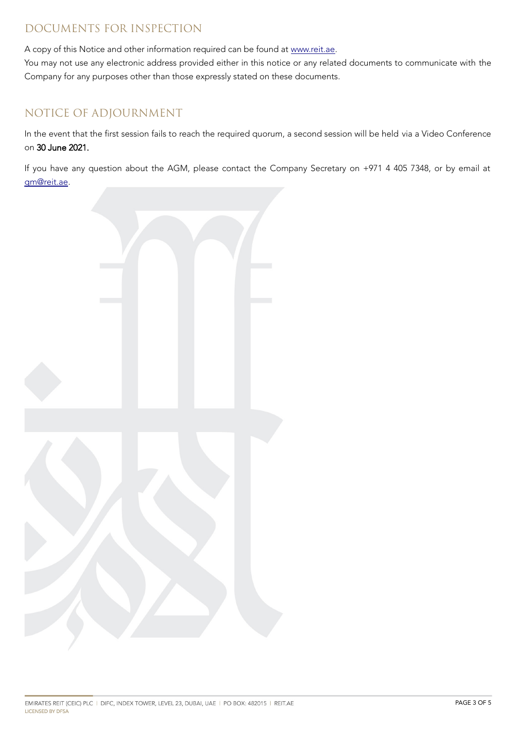## DOCUMENTS FOR INSPECTION

A copy of this Notice and other information required can be found at www.reit.ae.

You may not use any electronic address provided either in this notice or any related documents to communicate with the Company for any purposes other than those expressly stated on these documents.

## NOTICE OF ADJOURNMENT

In the event that the first session fails to reach the required quorum, a second session will be held via a Video Conference on **30 June 2021.**

If you have any question about the AGM, please contact the Company Secretary on +971 4 405 7348, or by email at gm@reit.ae.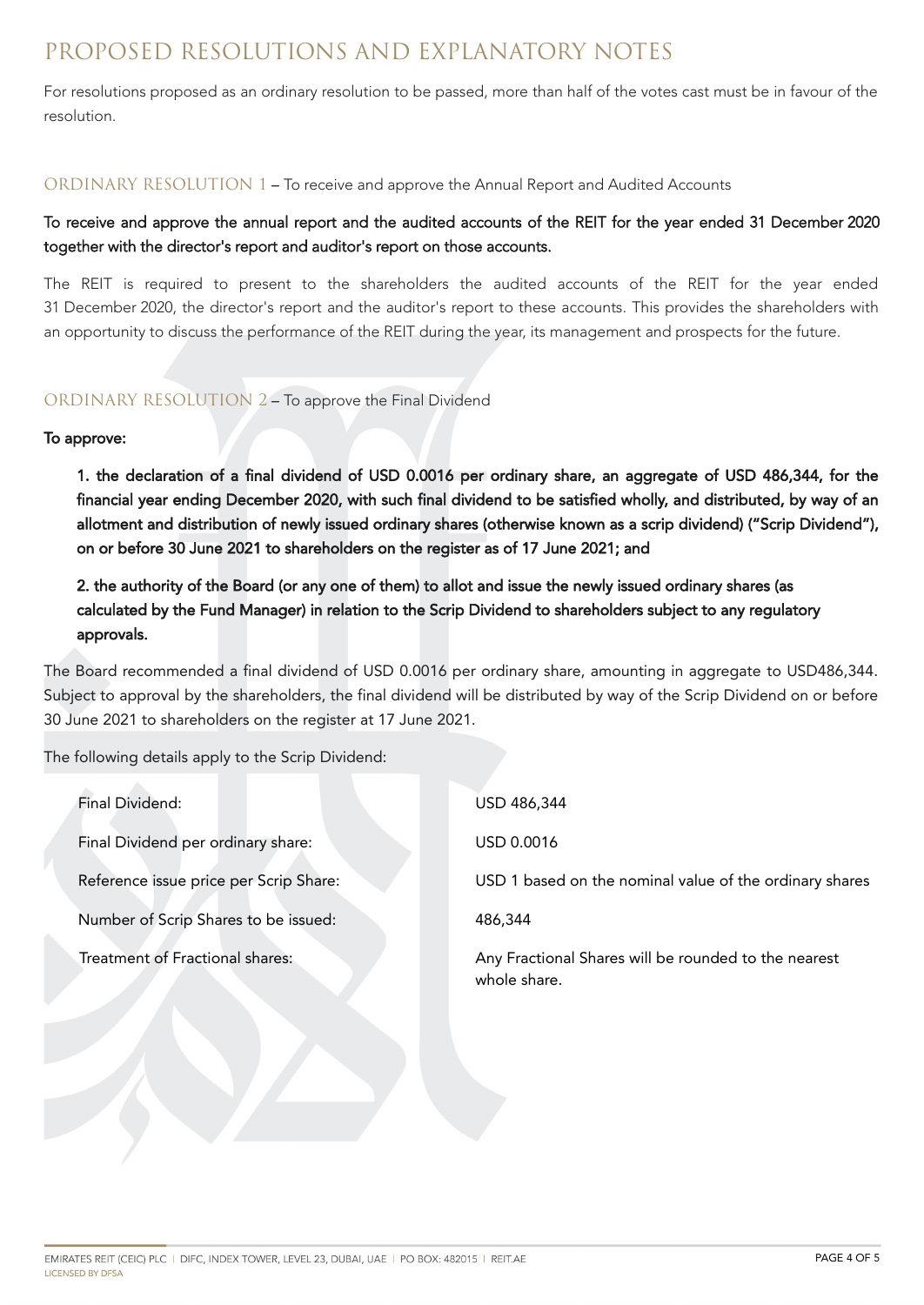# PROPOSED RESOLUTIONS AND EXPLANATORY NOTES

For resolutions proposed as an ordinary resolution to be passed, more than half of the votes cast must be in favour of the resolution.

## ORDINARY RESOLUTION 1 – To receive and approve the Annual Report and Audited Accounts

**To receive and approve the annual report and the audited accounts of the REIT for the year ended 31 December 2020 together with the director's report and auditor's report on those accounts.**

The REIT is required to present to the shareholders the audited accounts of the REIT for the year ended 31 December 2020, the director's report and the auditor's report to these accounts. This provides the shareholders with an opportunity to discuss the performance of the REIT during the year, its management and prospects for the future.

## ORDINARY RESOLUTION 2 – To approve the Final Dividend

**To approve:**

**1. the declaration of a final dividend of USD 0.0016 per ordinary share, an aggregate of USD 486,344, for the financial year ending December 2020, with such final dividend to be satisfied wholly, and distributed, by way of an allotment and distribution of newly issued ordinary shares (otherwise known as a scrip dividend) ("Scrip Dividend"), on or before 30 June 2021 to shareholders on the register as of 17 June 2021; and**

**2. the authority of the Board (or any one of them) to allot and issue the newly issued ordinary shares (as calculated by the Fund Manager) in relation to the Scrip Dividend to shareholders subject to any regulatory approvals.**

The Board recommended a final dividend of USD 0.0016 per ordinary share, amounting in aggregate to USD486,344. Subject to approval by the shareholders, the final dividend will be distributed by way of the Scrip Dividend on or before 30 June 2021 to shareholders on the register at 17 June 2021.

The following details apply to the Scrip Dividend:

| | |
|---|---|
| Final Dividend: | USD 486,344 |
| Final Dividend per ordinary share: | USD 0.0016 |
| Reference issue price per Scrip Share: | USD 1 based on the nominal value of the ordinary shares |
| Number of Scrip Shares to be issued: | 486,344 |
| Treatment of Fractional shares: | Any Fractional Shares will be rounded to the nearest whole share. |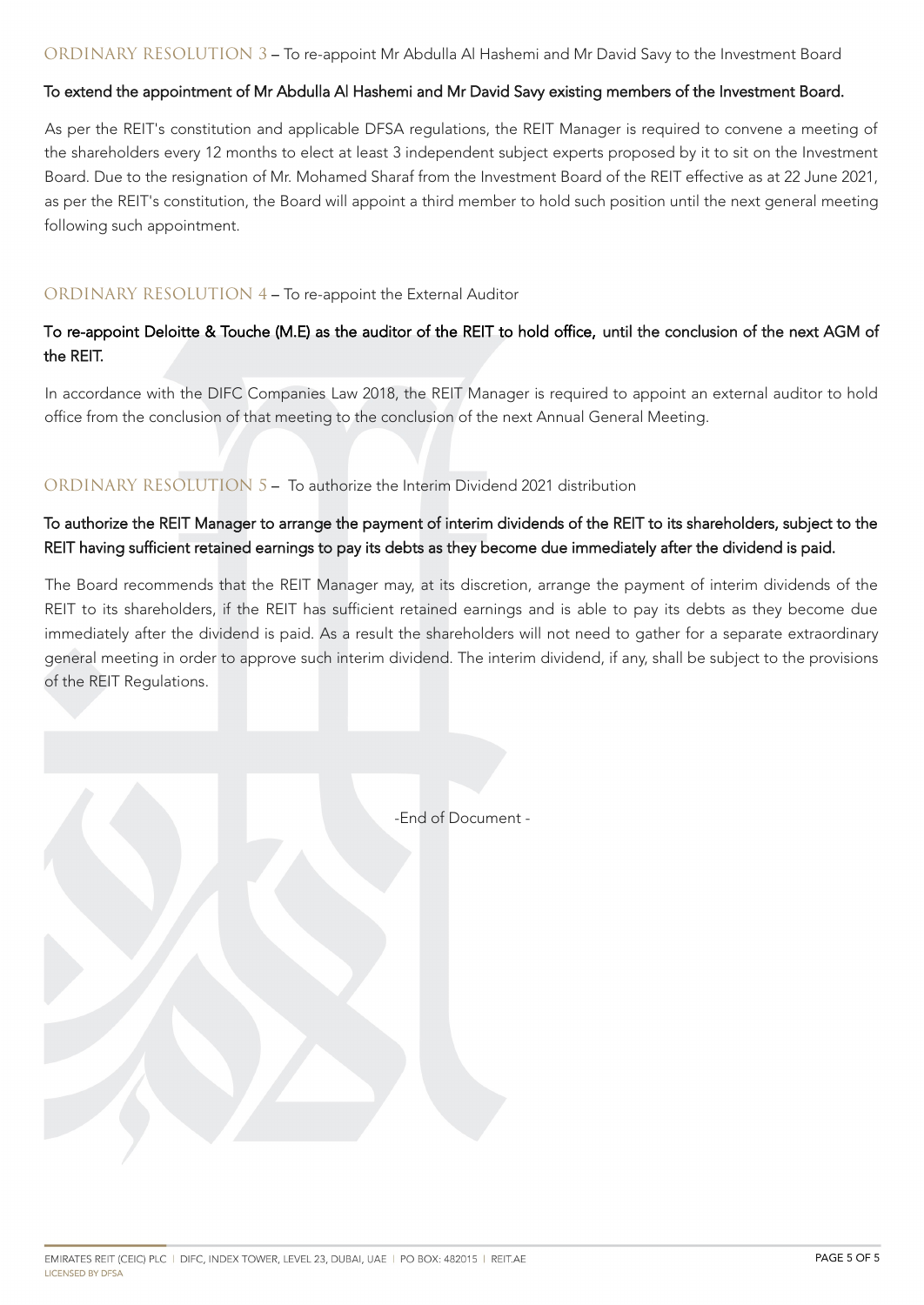## ORDINARY RESOLUTION 3 – To re-appoint Mr Abdulla Al Hashemi and Mr David Savy to the Investment Board

**To extend the appointment of Mr Abdulla Al Hashemi and Mr David Savy existing members of the Investment Board.**

As per the REIT's constitution and applicable DFSA regulations, the REIT Manager is required to convene a meeting of the shareholders every 12 months to elect at least 3 independent subject experts proposed by it to sit on the Investment Board. Due to the resignation of Mr. Mohamed Sharaf from the Investment Board of the REIT effective as at 22 June 2021, as per the REIT's constitution, the Board will appoint a third member to hold such position until the next general meeting following such appointment.

## ORDINARY RESOLUTION 4 – To re-appoint the External Auditor

**To re-appoint Deloitte & Touche (M.E) as the auditor of the REIT to hold office, until the conclusion of the next AGM of the REIT.**

In accordance with the DIFC Companies Law 2018, the REIT Manager is required to appoint an external auditor to hold office from the conclusion of that meeting to the conclusion of the next Annual General Meeting.

## ORDINARY RESOLUTION 5 – To authorize the Interim Dividend 2021 distribution

**To authorize the REIT Manager to arrange the payment of interim dividends of the REIT to its shareholders, subject to the REIT having sufficient retained earnings to pay its debts as they become due immediately after the dividend is paid.**

The Board recommends that the REIT Manager may, at its discretion, arrange the payment of interim dividends of the REIT to its shareholders, if the REIT has sufficient retained earnings and is able to pay its debts as they become due immediately after the dividend is paid. As a result the shareholders will not need to gather for a separate extraordinary general meeting in order to approve such interim dividend. The interim dividend, if any, shall be subject to the provisions of the REIT Regulations.

-End of Document -